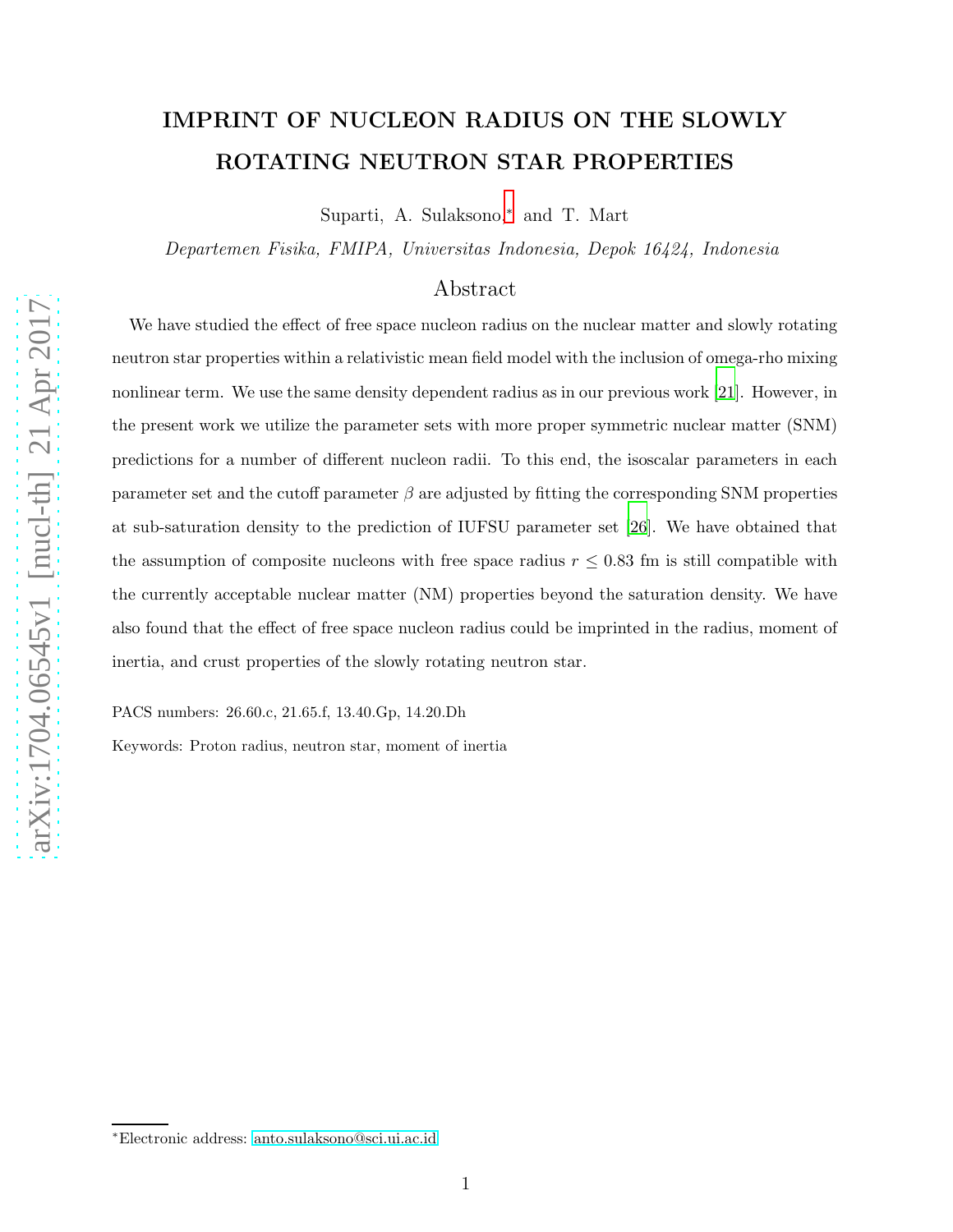# IMPRINT OF NUCLEON RADIUS ON THE SLOWLY ROTATING NEUTRON STAR PROPERTIES

Suparti, A. Sulaksono,* and T. Mart

*Departemen Fisika, FMIPA, Universitas Indonesia, Depok 16424, Indonesia*

## Abstract

We have studied the effect of free space nucleon radius on the nuclear matter and slowly rotating neutron star properties within a relativistic mean field model with the inclusion of omega-rho mixing nonlinear term. We use the same density dependent radius as in our previous work [21]. However, in the present work we utilize the parameter sets with more proper symmetric nuclear matter (SNM) predictions for a number of different nucleon radii. To this end, the isoscalar parameters in each parameter set and the cutoff parameter $\beta$ are adjusted by fitting the corresponding SNM properties at sub-saturation density to the prediction of IUFSU parameter set [26]. We have obtained that the assumption of composite nucleons with free space radius $r \leq 0.83$ fm is still compatible with the currently acceptable nuclear matter (NM) properties beyond the saturation density. We have also found that the effect of free space nucleon radius could be imprinted in the radius, moment of inertia, and crust properties of the slowly rotating neutron star.

PACS numbers: 26.60.c, 21.65.f, 13.40.Gp, 14.20.Dh

Keywords: Proton radius, neutron star, moment of inertia

*Electronic address: anto.sulaksono@sci.ui.ac.id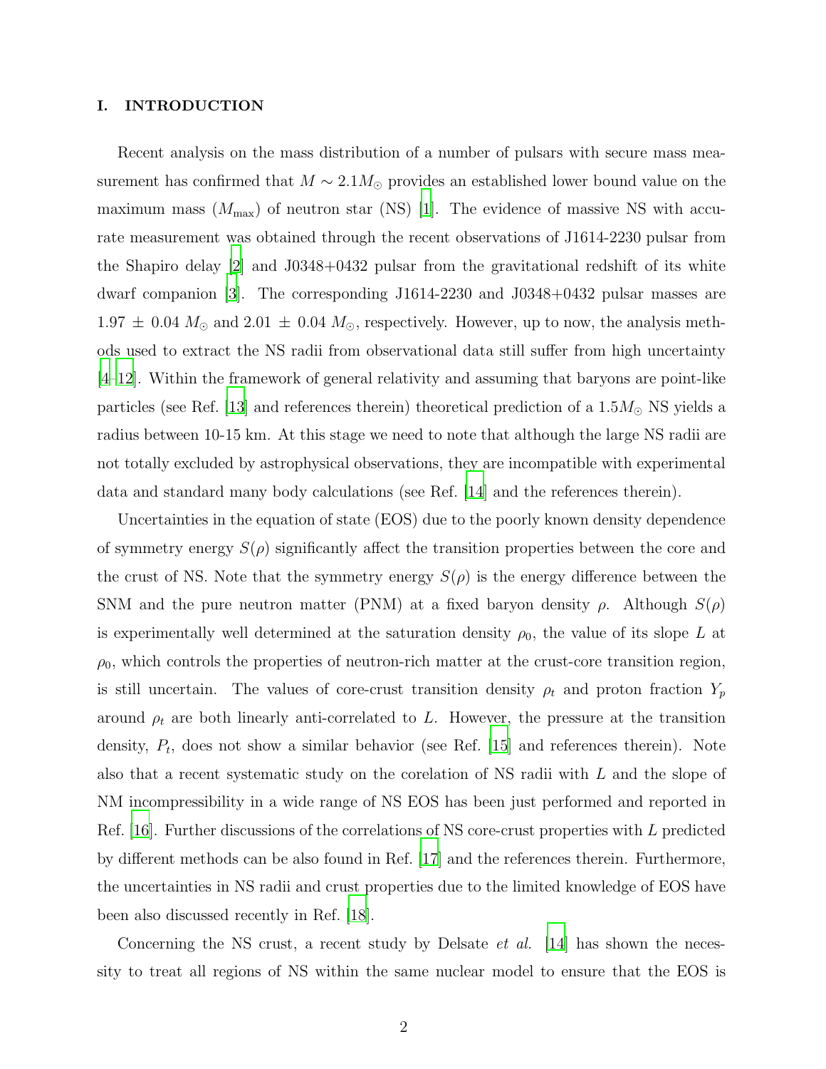## I. INTRODUCTION

Recent analysis on the mass distribution of a number of pulsars with secure mass measurement has confirmed that $M \sim 2.1 M_\odot$ provides an established lower bound value on the maximum mass ($M_{\rm max}$) of neutron star (NS) [1]. The evidence of massive NS with accurate measurement was obtained through the recent observations of J1614-2230 pulsar from the Shapiro delay [2] and J0348+0432 pulsar from the gravitational redshift of its white dwarf companion [3]. The corresponding J1614-2230 and J0348+0432 pulsar masses are $1.97 \pm 0.04\ M_\odot$ and $2.01 \pm 0.04\ M_\odot$, respectively. However, up to now, the analysis methods used to extract the NS radii from observational data still suffer from high uncertainty [4–12]. Within the framework of general relativity and assuming that baryons are point-like particles (see Ref. [13] and references therein) theoretical prediction of a $1.5 M_\odot$ NS yields a radius between 10-15 km. At this stage we need to note that although the large NS radii are not totally excluded by astrophysical observations, they are incompatible with experimental data and standard many body calculations (see Ref. [14] and the references therein).

Uncertainties in the equation of state (EOS) due to the poorly known density dependence of symmetry energy $S(\rho)$ significantly affect the transition properties between the core and the crust of NS. Note that the symmetry energy $S(\rho)$ is the energy difference between the SNM and the pure neutron matter (PNM) at a fixed baryon density $\rho$. Although $S(\rho)$ is experimentally well determined at the saturation density $\rho_0$, the value of its slope $L$ at $\rho_0$, which controls the properties of neutron-rich matter at the crust-core transition region, is still uncertain. The values of core-crust transition density $\rho_t$ and proton fraction $Y_p$ around $\rho_t$ are both linearly anti-correlated to $L$. However, the pressure at the transition density, $P_t$, does not show a similar behavior (see Ref. [15] and references therein). Note also that a recent systematic study on the corelation of NS radii with $L$ and the slope of NM incompressibility in a wide range of NS EOS has been just performed and reported in Ref. [16]. Further discussions of the correlations of NS core-crust properties with $L$ predicted by different methods can be also found in Ref. [17] and the references therein. Furthermore, the uncertainties in NS radii and crust properties due to the limited knowledge of EOS have been also discussed recently in Ref. [18].

Concerning the NS crust, a recent study by Delsate *et al.* [14] has shown the necessity to treat all regions of NS within the same nuclear model to ensure that the EOS is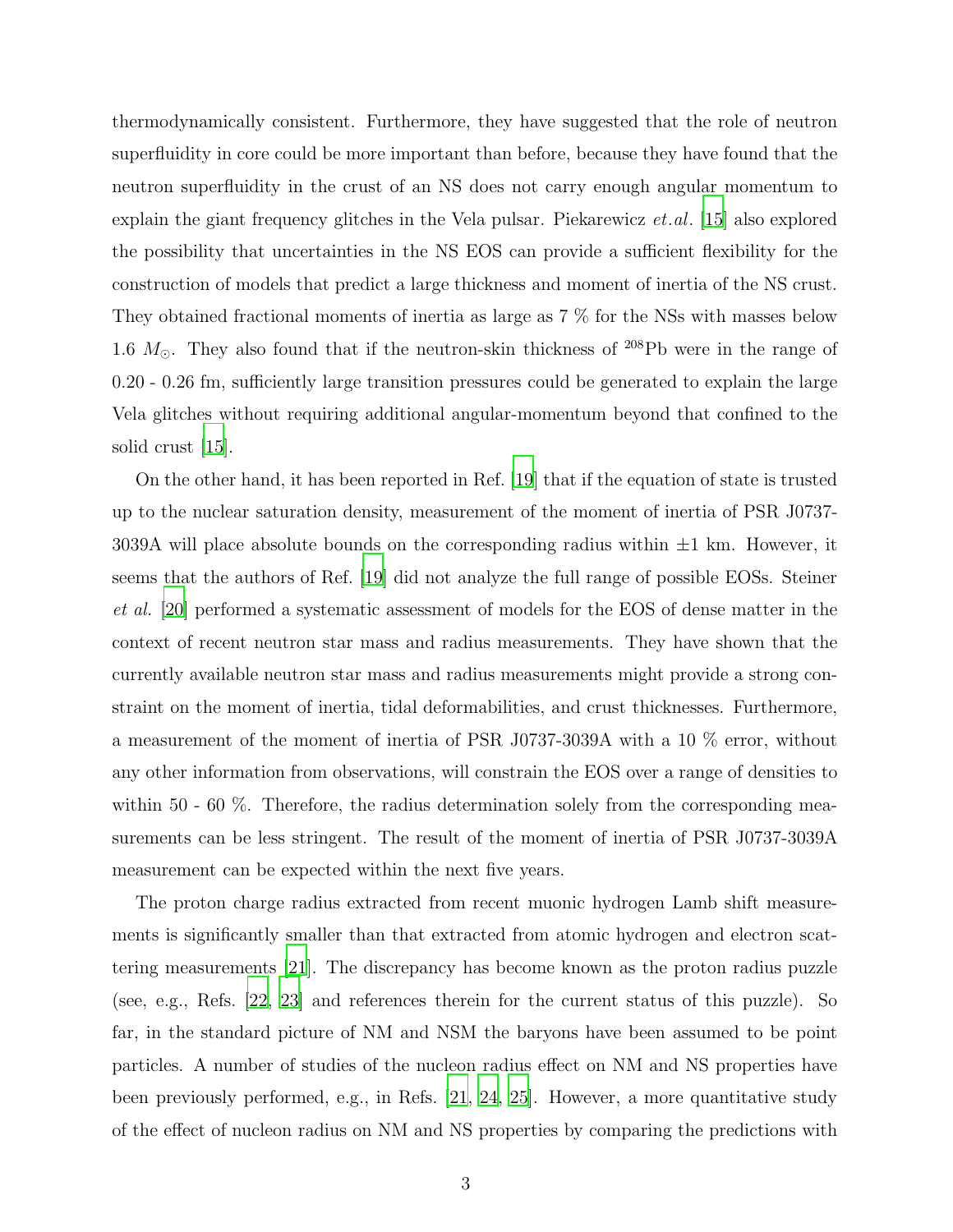thermodynamically consistent. Furthermore, they have suggested that the role of neutron superfluidity in core could be more important than before, because they have found that the neutron superfluidity in the crust of an NS does not carry enough angular momentum to explain the giant frequency glitches in the Vela pulsar. Piekarewicz *et.al.* [15] also explored the possibility that uncertainties in the NS EOS can provide a sufficient flexibility for the construction of models that predict a large thickness and moment of inertia of the NS crust. They obtained fractional moments of inertia as large as 7 % for the NSs with masses below 1.6 $M_{\odot}$. They also found that if the neutron-skin thickness of $^{208}$Pb were in the range of 0.20 - 0.26 fm, sufficiently large transition pressures could be generated to explain the large Vela glitches without requiring additional angular-momentum beyond that confined to the solid crust [15].

On the other hand, it has been reported in Ref. [19] that if the equation of state is trusted up to the nuclear saturation density, measurement of the moment of inertia of PSR J0737-3039A will place absolute bounds on the corresponding radius within $\pm 1$ km. However, it seems that the authors of Ref. [19] did not analyze the full range of possible EOSs. Steiner *et al.* [20] performed a systematic assessment of models for the EOS of dense matter in the context of recent neutron star mass and radius measurements. They have shown that the currently available neutron star mass and radius measurements might provide a strong constraint on the moment of inertia, tidal deformabilities, and crust thicknesses. Furthermore, a measurement of the moment of inertia of PSR J0737-3039A with a 10 % error, without any other information from observations, will constrain the EOS over a range of densities to within 50 - 60 %. Therefore, the radius determination solely from the corresponding measurements can be less stringent. The result of the moment of inertia of PSR J0737-3039A measurement can be expected within the next five years.

The proton charge radius extracted from recent muonic hydrogen Lamb shift measurements is significantly smaller than that extracted from atomic hydrogen and electron scattering measurements [21]. The discrepancy has become known as the proton radius puzzle (see, e.g., Refs. [22, 23] and references therein for the current status of this puzzle). So far, in the standard picture of NM and NSM the baryons have been assumed to be point particles. A number of studies of the nucleon radius effect on NM and NS properties have been previously performed, e.g., in Refs. [21, 24, 25]. However, a more quantitative study of the effect of nucleon radius on NM and NS properties by comparing the predictions with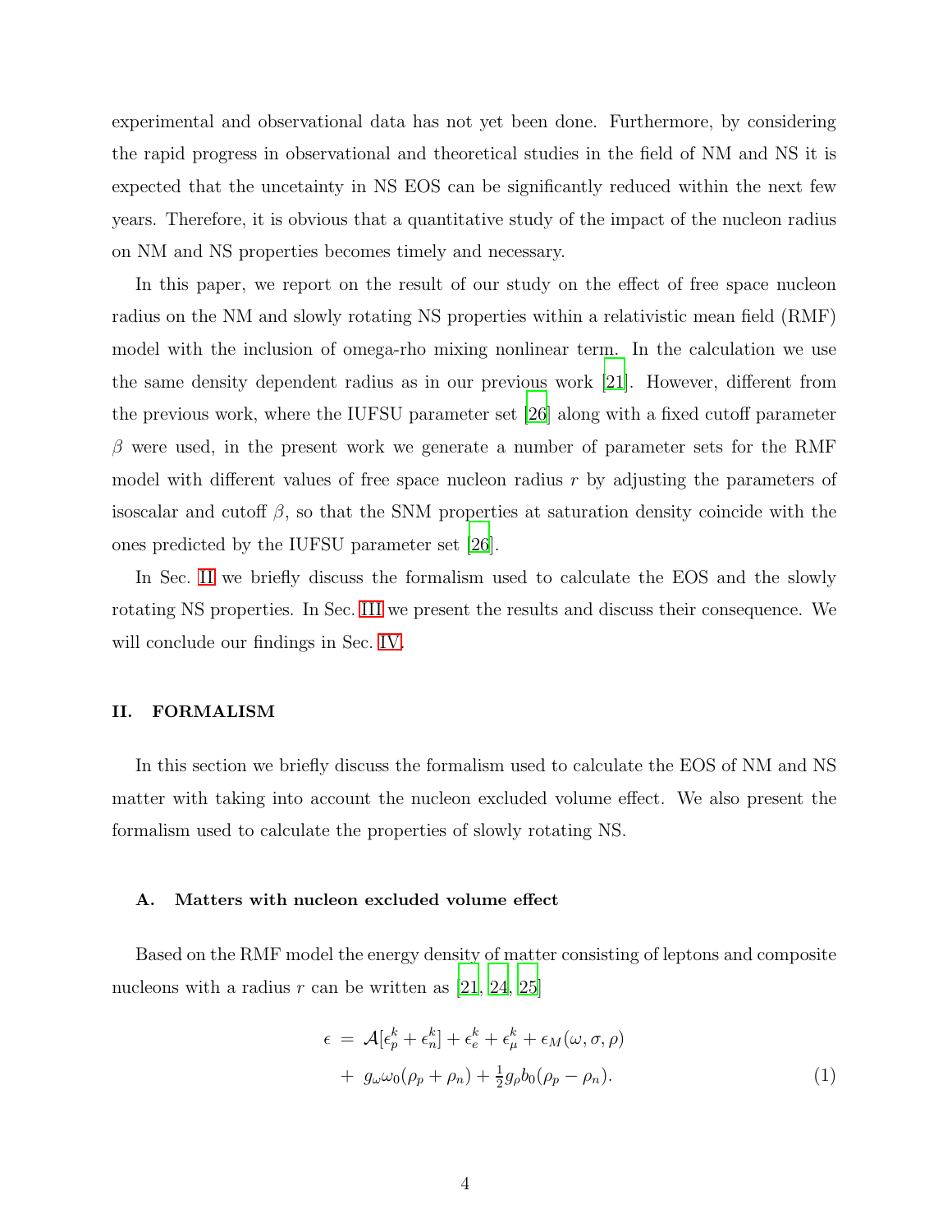experimental and observational data has not yet been done. Furthermore, by considering the rapid progress in observational and theoretical studies in the field of NM and NS it is expected that the uncetainty in NS EOS can be significantly reduced within the next few years. Therefore, it is obvious that a quantitative study of the impact of the nucleon radius on NM and NS properties becomes timely and necessary.

In this paper, we report on the result of our study on the effect of free space nucleon radius on the NM and slowly rotating NS properties within a relativistic mean field (RMF) model with the inclusion of omega-rho mixing nonlinear term. In the calculation we use the same density dependent radius as in our previous work [21]. However, different from the previous work, where the IUFSU parameter set [26] along with a fixed cutoff parameter $\beta$ were used, in the present work we generate a number of parameter sets for the RMF model with different values of free space nucleon radius $r$ by adjusting the parameters of isoscalar and cutoff $\beta$, so that the SNM properties at saturation density coincide with the ones predicted by the IUFSU parameter set [26].

In Sec. II we briefly discuss the formalism used to calculate the EOS and the slowly rotating NS properties. In Sec. III we present the results and discuss their consequence. We will conclude our findings in Sec. IV.

## II. FORMALISM

In this section we briefly discuss the formalism used to calculate the EOS of NM and NS matter with taking into account the nucleon excluded volume effect. We also present the formalism used to calculate the properties of slowly rotating NS.

### A. Matters with nucleon excluded volume effect

Based on the RMF model the energy density of matter consisting of leptons and composite nucleons with a radius $r$ can be written as [21, 24, 25]

$$
\begin{aligned}
\epsilon \; &= \; \mathcal{A}[\epsilon_p^k + \epsilon_n^k] + \epsilon_e^k + \epsilon_\mu^k + \epsilon_M(\omega, \sigma, \rho) \\
&+ \; g_\omega \omega_0 (\rho_p + \rho_n) + \tfrac{1}{2} g_\rho b_0 (\rho_p - \rho_n). \qquad (1)
\end{aligned}
$$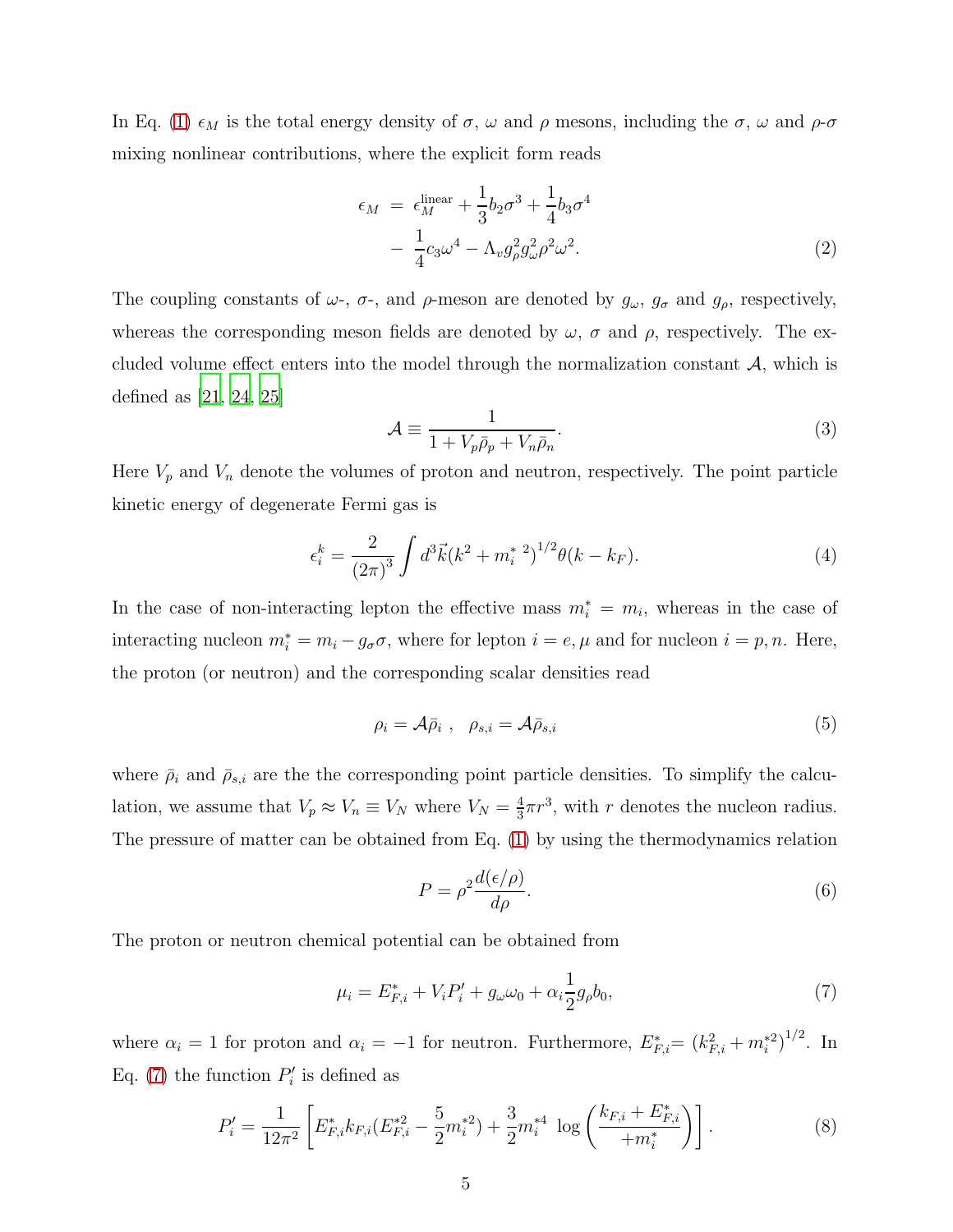In Eq. (1) $\epsilon_M$ is the total energy density of $\sigma$, $\omega$ and $\rho$ mesons, including the $\sigma$, $\omega$ and $\rho$-$\sigma$ mixing nonlinear contributions, where the explicit form reads

$$
\begin{aligned}
\epsilon_M \;&=\; \epsilon_M^{\rm linear} + \frac{1}{3}b_2\sigma^3 + \frac{1}{4}b_3\sigma^4 \\
&-\; \frac{1}{4}c_3\omega^4 - \Lambda_v g_\rho^2 g_\omega^2 \rho^2 \omega^2.
\end{aligned} \tag{2}
$$

The coupling constants of $\omega$-, $\sigma$-, and $\rho$-meson are denoted by $g_\omega$, $g_\sigma$ and $g_\rho$, respectively, whereas the corresponding meson fields are denoted by $\omega$, $\sigma$ and $\rho$, respectively. The excluded volume effect enters into the model through the normalization constant $\mathcal{A}$, which is defined as [21, 24, 25]

$$
\mathcal{A} \equiv \frac{1}{1 + V_p\bar{\rho}_p + V_n\bar{\rho}_n}. \tag{3}
$$

Here $V_p$ and $V_n$ denote the volumes of proton and neutron, respectively. The point particle kinetic energy of degenerate Fermi gas is

$$
\epsilon_i^k = \frac{2}{(2\pi)^3}\int d^3\vec{k}(k^2 + m_i^{*\,2})^{1/2}\theta(k - k_F). \tag{4}
$$

In the case of non-interacting lepton the effective mass $m_i^* = m_i$, whereas in the case of interacting nucleon $m_i^* = m_i - g_\sigma\sigma$, where for lepton $i = e, \mu$ and for nucleon $i = p, n$. Here, the proton (or neutron) and the corresponding scalar densities read

$$
\rho_i = \mathcal{A}\bar{\rho}_i\ , \quad \rho_{s,i} = \mathcal{A}\bar{\rho}_{s,i} \tag{5}
$$

where $\bar{\rho}_i$ and $\bar{\rho}_{s,i}$ are the the corresponding point particle densities. To simplify the calculation, we assume that $V_p \approx V_n \equiv V_N$ where $V_N = \frac{4}{3}\pi r^3$, with $r$ denotes the nucleon radius. The pressure of matter can be obtained from Eq. (1) by using the thermodynamics relation

$$
P = \rho^2\frac{d(\epsilon/\rho)}{d\rho}. \tag{6}
$$

The proton or neutron chemical potential can be obtained from

$$
\mu_i = E_{F,i}^* + V_i P_i' + g_\omega\omega_0 + \alpha_i\frac{1}{2}g_\rho b_0, \tag{7}
$$

where $\alpha_i = 1$ for proton and $\alpha_i = -1$ for neutron. Furthermore, $E_{F,i}^* = (k_{F,i}^2 + m_i^{*2})^{1/2}$. In Eq. (7) the function $P_i'$ is defined as

$$
P_i' = \frac{1}{12\pi^2}\left[E_{F,i}^* k_{F,i}(E_{F,i}^{*2} - \frac{5}{2}m_i^{*2}) + \frac{3}{2}m_i^{*4}\ \log\left(\frac{k_{F,i} + E_{F,i}^*}{+m_i^*}\right)\right]. \tag{8}
$$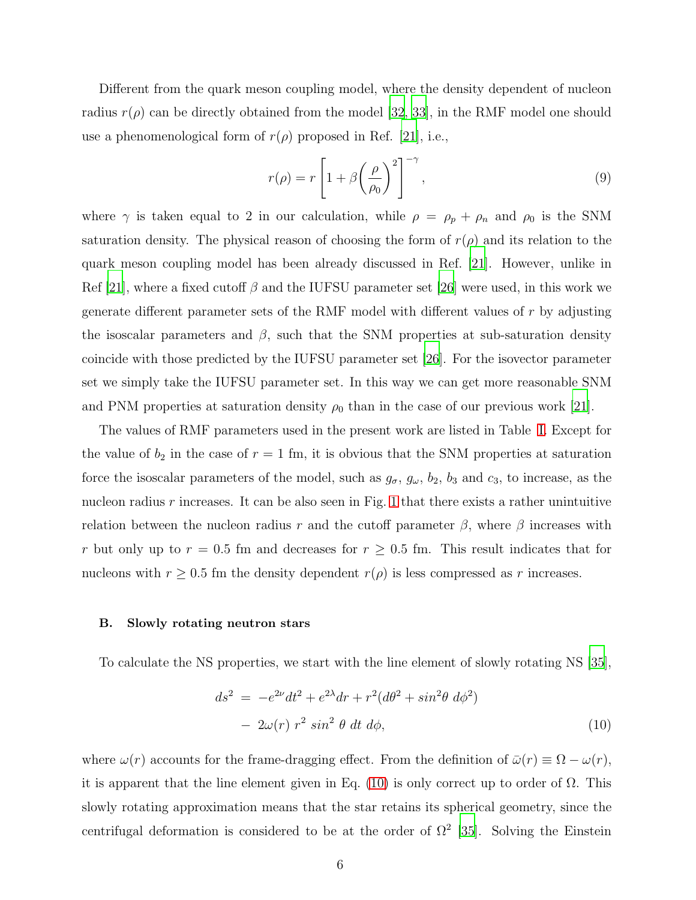Different from the quark meson coupling model, where the density dependent of nucleon radius $r(\rho)$ can be directly obtained from the model [32, 33], in the RMF model one should use a phenomenological form of $r(\rho)$ proposed in Ref. [21], i.e.,

$$r(\rho) = r\left[1 + \beta\left(\frac{\rho}{\rho_0}\right)^2\right]^{-\gamma}, \tag{9}$$

where $\gamma$ is taken equal to 2 in our calculation, while $\rho = \rho_p + \rho_n$ and $\rho_0$ is the SNM saturation density. The physical reason of choosing the form of $r(\rho)$ and its relation to the quark meson coupling model has been already discussed in Ref. [21]. However, unlike in Ref [21], where a fixed cutoff $\beta$ and the IUFSU parameter set [26] were used, in this work we generate different parameter sets of the RMF model with different values of $r$ by adjusting the isoscalar parameters and $\beta$, such that the SNM properties at sub-saturation density coincide with those predicted by the IUFSU parameter set [26]. For the isovector parameter set we simply take the IUFSU parameter set. In this way we can get more reasonable SNM and PNM properties at saturation density $\rho_0$ than in the case of our previous work [21].

The values of RMF parameters used in the present work are listed in Table I. Except for the value of $b_2$ in the case of $r = 1$ fm, it is obvious that the SNM properties at saturation force the isoscalar parameters of the model, such as $g_\sigma$, $g_\omega$, $b_2$, $b_3$ and $c_3$, to increase, as the nucleon radius $r$ increases. It can be also seen in Fig. 1 that there exists a rather unintuitive relation between the nucleon radius $r$ and the cutoff parameter $\beta$, where $\beta$ increases with $r$ but only up to $r = 0.5$ fm and decreases for $r \geq 0.5$ fm. This result indicates that for nucleons with $r \geq 0.5$ fm the density dependent $r(\rho)$ is less compressed as $r$ increases.

### B. Slowly rotating neutron stars

To calculate the NS properties, we start with the line element of slowly rotating NS [35],

$$\begin{aligned} ds^2 \;&=\; -e^{2\nu}dt^2 + e^{2\lambda}dr + r^2(d\theta^2 + sin^2\theta\; d\phi^2) \\ &-\; 2\omega(r)\; r^2\; sin^2\,\theta\; dt\; d\phi, \end{aligned} \tag{10}$$

where $\omega(r)$ accounts for the frame-dragging effect. From the definition of $\bar{\omega}(r) \equiv \Omega - \omega(r)$, it is apparent that the line element given in Eq. (10) is only correct up to order of $\Omega$. This slowly rotating approximation means that the star retains its spherical geometry, since the centrifugal deformation is considered to be at the order of $\Omega^2$ [35]. Solving the Einstein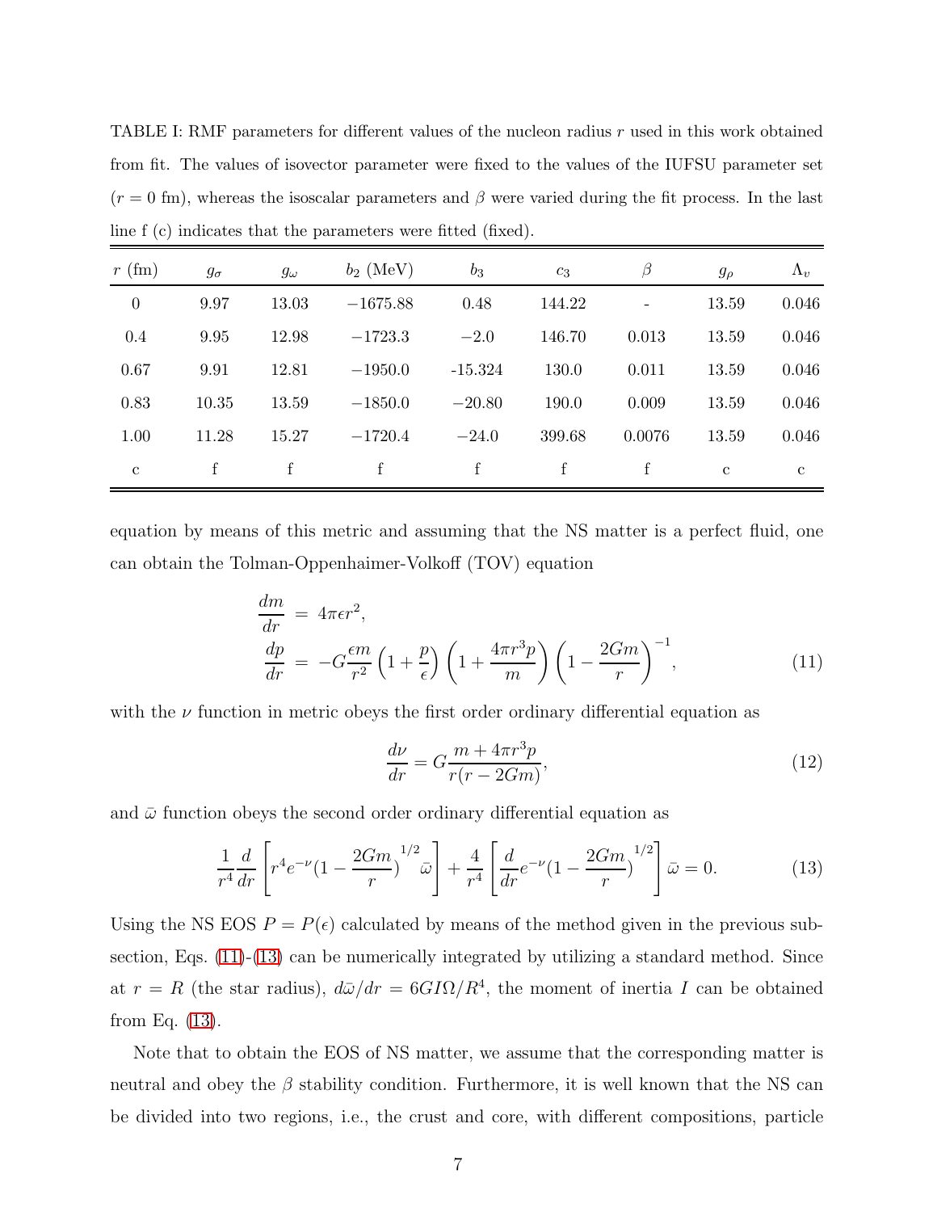TABLE I: RMF parameters for different values of the nucleon radius $r$ used in this work obtained from fit. The values of isovector parameter were fixed to the values of the IUFSU parameter set ($r = 0$ fm), whereas the isoscalar parameters and $\beta$ were varied during the fit process. In the last line f (c) indicates that the parameters were fitted (fixed).

| $r$ (fm) | $g_\sigma$ | $g_\omega$ | $b_2$ (MeV) | $b_3$ | $c_3$ | $\beta$ | $g_\rho$ | $\Lambda_v$ |
|---|---|---|---|---|---|---|---|---|
| 0 | 9.97 | 13.03 | $-1675.88$ | 0.48 | 144.22 | - | 13.59 | 0.046 |
| 0.4 | 9.95 | 12.98 | $-1723.3$ | $-2.0$ | 146.70 | 0.013 | 13.59 | 0.046 |
| 0.67 | 9.91 | 12.81 | $-1950.0$ | -15.324 | 130.0 | 0.011 | 13.59 | 0.046 |
| 0.83 | 10.35 | 13.59 | $-1850.0$ | $-20.80$ | 190.0 | 0.009 | 13.59 | 0.046 |
| 1.00 | 11.28 | 15.27 | $-1720.4$ | $-24.0$ | 399.68 | 0.0076 | 13.59 | 0.046 |
| c | f | f | f | f | f | f | c | c |

equation by means of this metric and assuming that the NS matter is a perfect fluid, one can obtain the Tolman-Oppenhaimer-Volkoff (TOV) equation

$$
\begin{aligned}
\frac{dm}{dr} &= 4\pi\epsilon r^2, \\
\frac{dp}{dr} &= -G\frac{\epsilon m}{r^2}\left(1+\frac{p}{\epsilon}\right)\left(1+\frac{4\pi r^3 p}{m}\right)\left(1-\frac{2Gm}{r}\right)^{-1},
\end{aligned}
\tag{11}
$$

with the $\nu$ function in metric obeys the first order ordinary differential equation as

$$
\frac{d\nu}{dr} = G\frac{m+4\pi r^3 p}{r(r-2Gm)}, \tag{12}
$$

and $\bar{\omega}$ function obeys the second order ordinary differential equation as

$$
\frac{1}{r^4}\frac{d}{dr}\left[r^4 e^{-\nu}(1-\frac{2Gm}{r})^{1/2}\bar{\omega}\right] + \frac{4}{r^4}\left[\frac{d}{dr}e^{-\nu}(1-\frac{2Gm}{r})^{1/2}\right]\bar{\omega} = 0. \tag{13}
$$

Using the NS EOS $P = P(\epsilon)$ calculated by means of the method given in the previous subsection, Eqs. (11)-(13) can be numerically integrated by utilizing a standard method. Since at $r = R$ (the star radius), $d\bar{\omega}/dr = 6GI\Omega/R^4$, the moment of inertia $I$ can be obtained from Eq. (13).

Note that to obtain the EOS of NS matter, we assume that the corresponding matter is neutral and obey the $\beta$ stability condition. Furthermore, it is well known that the NS can be divided into two regions, i.e., the crust and core, with different compositions, particle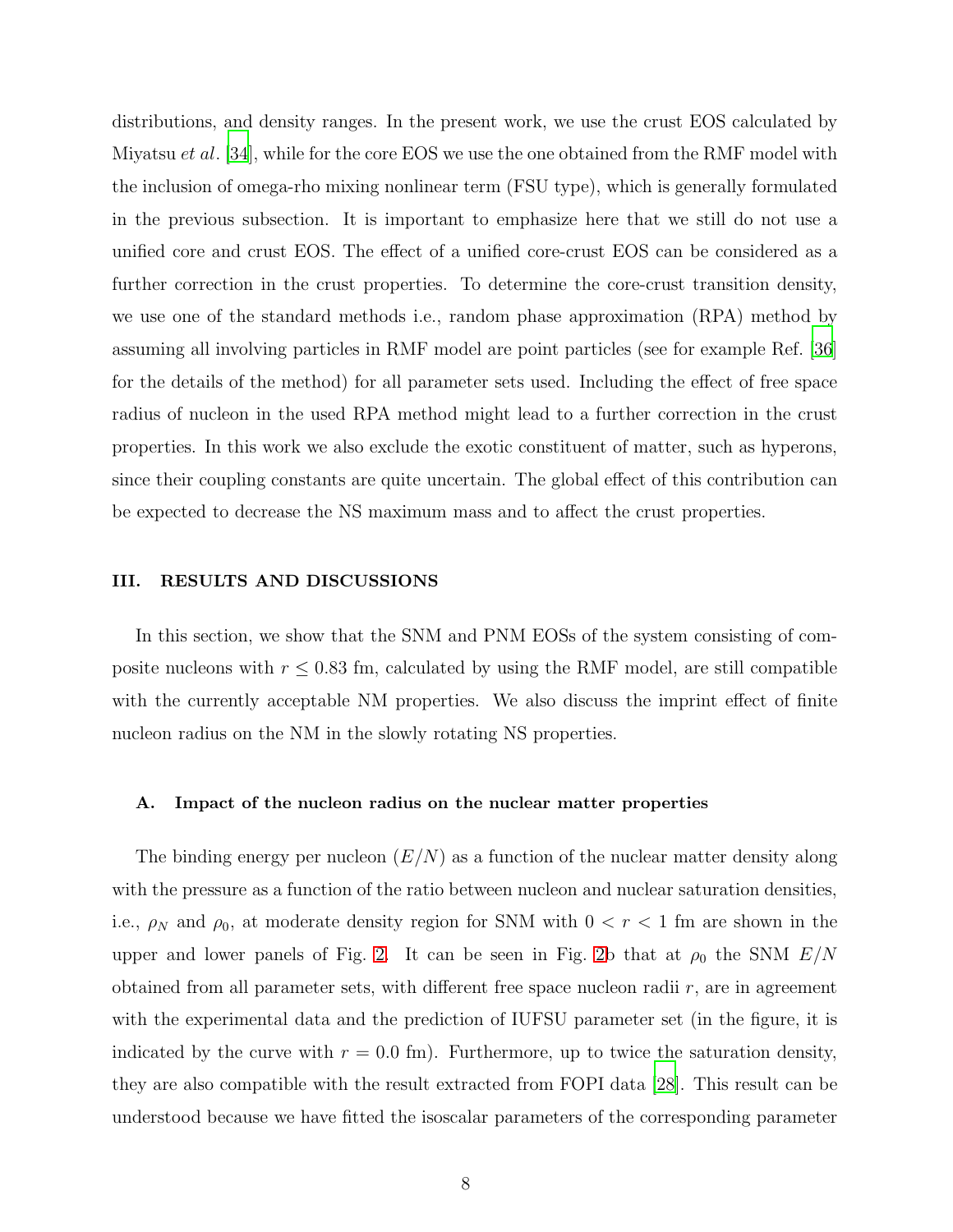distributions, and density ranges. In the present work, we use the crust EOS calculated by Miyatsu *et al*. [34], while for the core EOS we use the one obtained from the RMF model with the inclusion of omega-rho mixing nonlinear term (FSU type), which is generally formulated in the previous subsection. It is important to emphasize here that we still do not use a unified core and crust EOS. The effect of a unified core-crust EOS can be considered as a further correction in the crust properties. To determine the core-crust transition density, we use one of the standard methods i.e., random phase approximation (RPA) method by assuming all involving particles in RMF model are point particles (see for example Ref. [36] for the details of the method) for all parameter sets used. Including the effect of free space radius of nucleon in the used RPA method might lead to a further correction in the crust properties. In this work we also exclude the exotic constituent of matter, such as hyperons, since their coupling constants are quite uncertain. The global effect of this contribution can be expected to decrease the NS maximum mass and to affect the crust properties.

## III. RESULTS AND DISCUSSIONS

In this section, we show that the SNM and PNM EOSs of the system consisting of composite nucleons with $r \leq 0.83$ fm, calculated by using the RMF model, are still compatible with the currently acceptable NM properties. We also discuss the imprint effect of finite nucleon radius on the NM in the slowly rotating NS properties.

### A. Impact of the nucleon radius on the nuclear matter properties

The binding energy per nucleon ($E/N$) as a function of the nuclear matter density along with the pressure as a function of the ratio between nucleon and nuclear saturation densities, i.e., $\rho_N$ and $\rho_0$, at moderate density region for SNM with $0 < r < 1$ fm are shown in the upper and lower panels of Fig. 2. It can be seen in Fig. 2b that at $\rho_0$ the SNM $E/N$ obtained from all parameter sets, with different free space nucleon radii $r$, are in agreement with the experimental data and the prediction of IUFSU parameter set (in the figure, it is indicated by the curve with $r = 0.0$ fm). Furthermore, up to twice the saturation density, they are also compatible with the result extracted from FOPI data [28]. This result can be understood because we have fitted the isoscalar parameters of the corresponding parameter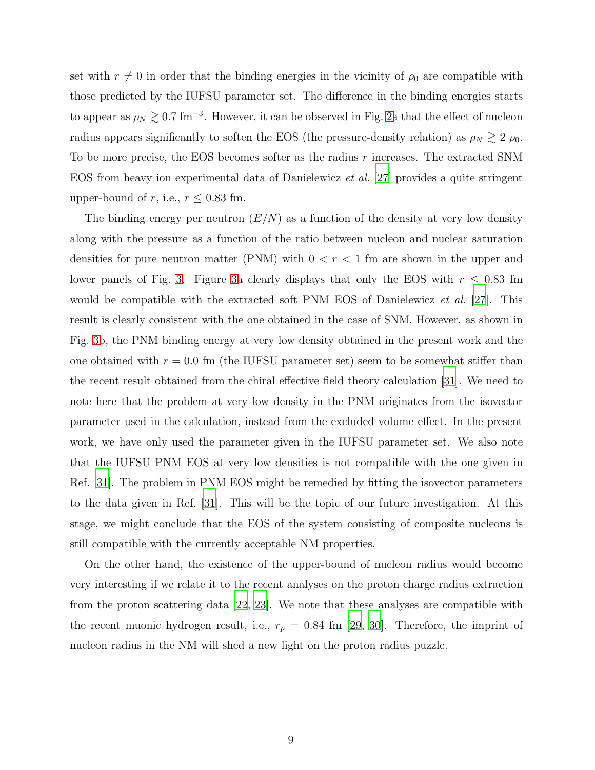set with $r \neq 0$ in order that the binding energies in the vicinity of $\rho_0$ are compatible with those predicted by the IUFSU parameter set. The difference in the binding energies starts to appear as $\rho_N \gtrsim 0.7$ fm$^{-3}$. However, it can be observed in Fig. 2a that the effect of nucleon radius appears significantly to soften the EOS (the pressure-density relation) as $\rho_N \gtrsim 2\ \rho_0$. To be more precise, the EOS becomes softer as the radius $r$ increases. The extracted SNM EOS from heavy ion experimental data of Danielewicz *et al.* [27] provides a quite stringent upper-bound of $r$, i.e., $r \leq 0.83$ fm.

The binding energy per neutron ($E/N$) as a function of the density at very low density along with the pressure as a function of the ratio between nucleon and nuclear saturation densities for pure neutron matter (PNM) with $0 < r < 1$ fm are shown in the upper and lower panels of Fig. 3. Figure 3a clearly displays that only the EOS with $r \leq 0.83$ fm would be compatible with the extracted soft PNM EOS of Danielewicz *et al.* [27]. This result is clearly consistent with the one obtained in the case of SNM. However, as shown in Fig. 3b, the PNM binding energy at very low density obtained in the present work and the one obtained with $r = 0.0$ fm (the IUFSU parameter set) seem to be somewhat stiffer than the recent result obtained from the chiral effective field theory calculation [31]. We need to note here that the problem at very low density in the PNM originates from the isovector parameter used in the calculation, instead from the excluded volume effect. In the present work, we have only used the parameter given in the IUFSU parameter set. We also note that the IUFSU PNM EOS at very low densities is not compatible with the one given in Ref. [31]. The problem in PNM EOS might be remedied by fitting the isovector parameters to the data given in Ref. [31]. This will be the topic of our future investigation. At this stage, we might conclude that the EOS of the system consisting of composite nucleons is still compatible with the currently acceptable NM properties.

On the other hand, the existence of the upper-bound of nucleon radius would become very interesting if we relate it to the recent analyses on the proton charge radius extraction from the proton scattering data [22, 23]. We note that these analyses are compatible with the recent muonic hydrogen result, i.e., $r_p = 0.84$ fm [29, 30]. Therefore, the imprint of nucleon radius in the NM will shed a new light on the proton radius puzzle.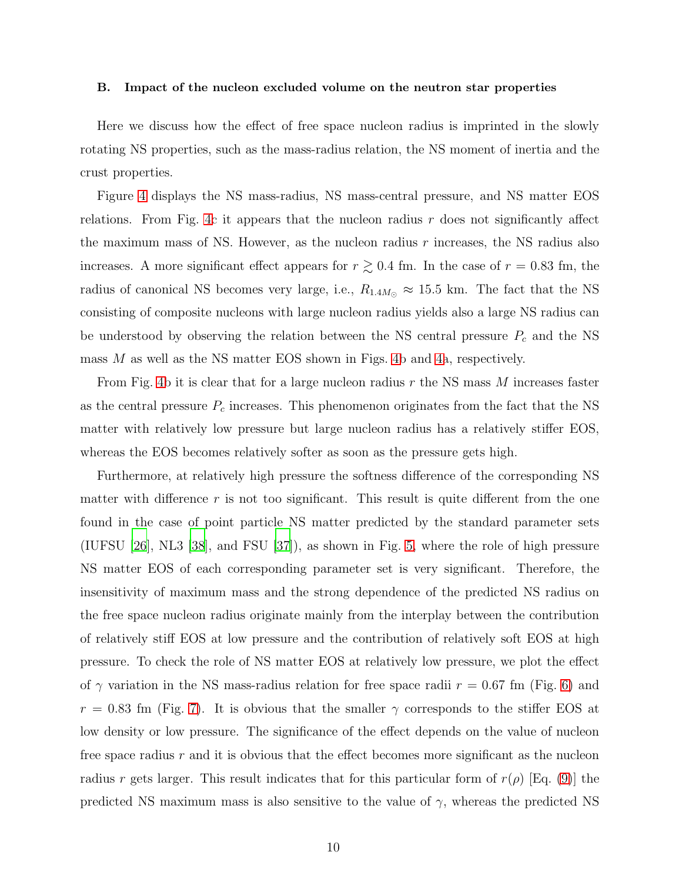### B. Impact of the nucleon excluded volume on the neutron star properties

Here we discuss how the effect of free space nucleon radius is imprinted in the slowly rotating NS properties, such as the mass-radius relation, the NS moment of inertia and the crust properties.

Figure 4 displays the NS mass-radius, NS mass-central pressure, and NS matter EOS relations. From Fig. 4c it appears that the nucleon radius $r$ does not significantly affect the maximum mass of NS. However, as the nucleon radius $r$ increases, the NS radius also increases. A more significant effect appears for $r \gtrsim 0.4$ fm. In the case of $r = 0.83$ fm, the radius of canonical NS becomes very large, i.e., $R_{1.4M_{\odot}} \approx 15.5$ km. The fact that the NS consisting of composite nucleons with large nucleon radius yields also a large NS radius can be understood by observing the relation between the NS central pressure $P_c$ and the NS mass $M$ as well as the NS matter EOS shown in Figs. 4b and 4a, respectively.

From Fig. 4b it is clear that for a large nucleon radius $r$ the NS mass $M$ increases faster as the central pressure $P_c$ increases. This phenomenon originates from the fact that the NS matter with relatively low pressure but large nucleon radius has a relatively stiffer EOS, whereas the EOS becomes relatively softer as soon as the pressure gets high.

Furthermore, at relatively high pressure the softness difference of the corresponding NS matter with difference $r$ is not too significant. This result is quite different from the one found in the case of point particle NS matter predicted by the standard parameter sets (IUFSU [26], NL3 [38], and FSU [37]), as shown in Fig. 5, where the role of high pressure NS matter EOS of each corresponding parameter set is very significant. Therefore, the insensitivity of maximum mass and the strong dependence of the predicted NS radius on the free space nucleon radius originate mainly from the interplay between the contribution of relatively stiff EOS at low pressure and the contribution of relatively soft EOS at high pressure. To check the role of NS matter EOS at relatively low pressure, we plot the effect of $\gamma$ variation in the NS mass-radius relation for free space radii $r = 0.67$ fm (Fig. 6) and $r = 0.83$ fm (Fig. 7). It is obvious that the smaller $\gamma$ corresponds to the stiffer EOS at low density or low pressure. The significance of the effect depends on the value of nucleon free space radius $r$ and it is obvious that the effect becomes more significant as the nucleon radius $r$ gets larger. This result indicates that for this particular form of $r(\rho)$ [Eq. (9)] the predicted NS maximum mass is also sensitive to the value of $\gamma$, whereas the predicted NS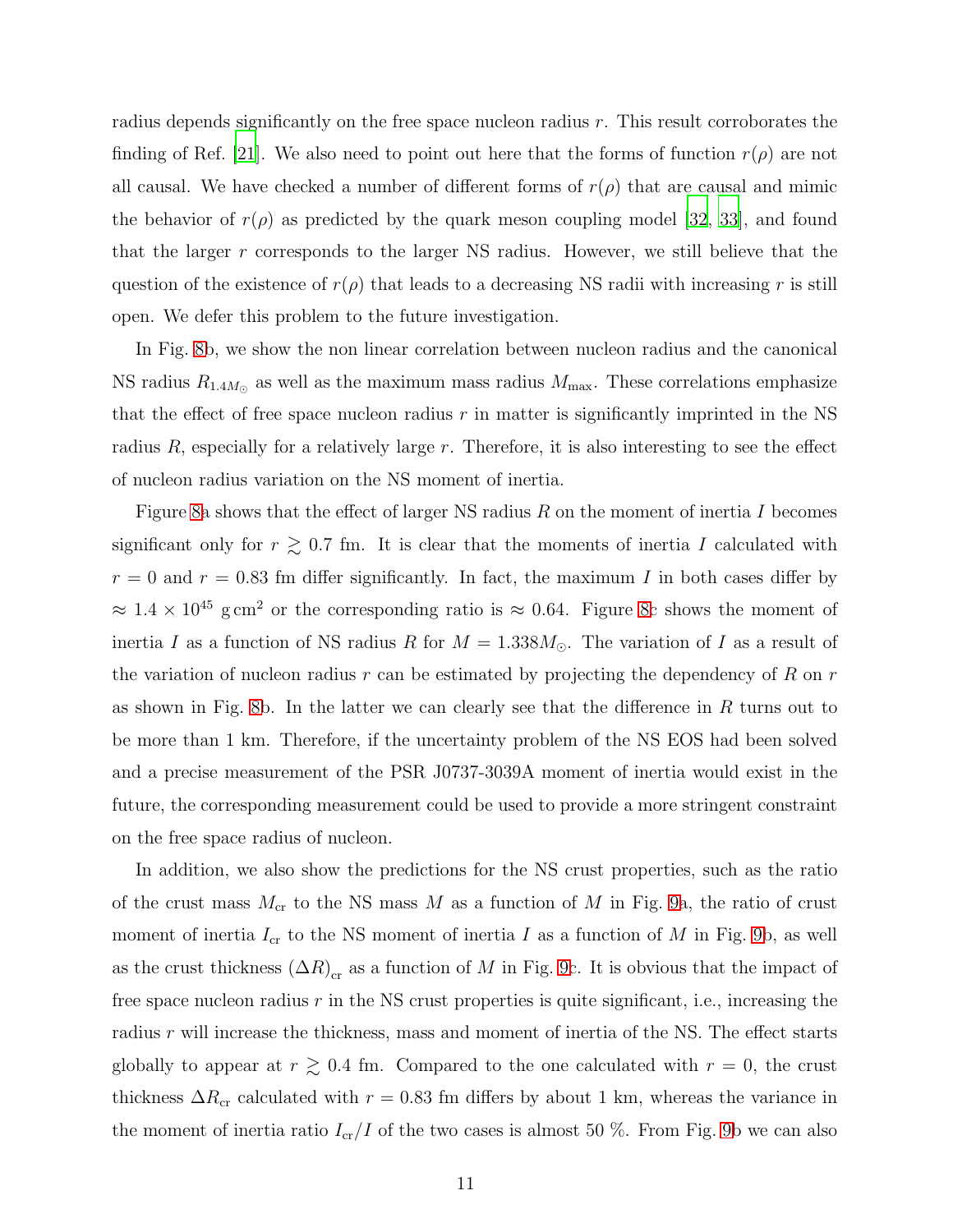radius depends significantly on the free space nucleon radius $r$. This result corroborates the finding of Ref. [21]. We also need to point out here that the forms of function $r(\rho)$ are not all causal. We have checked a number of different forms of $r(\rho)$ that are causal and mimic the behavior of $r(\rho)$ as predicted by the quark meson coupling model [32, 33], and found that the larger $r$ corresponds to the larger NS radius. However, we still believe that the question of the existence of $r(\rho)$ that leads to a decreasing NS radii with increasing $r$ is still open. We defer this problem to the future investigation.

In Fig. 8b, we show the non linear correlation between nucleon radius and the canonical NS radius $R_{1.4M_\odot}$ as well as the maximum mass radius $M_{\rm max}$. These correlations emphasize that the effect of free space nucleon radius $r$ in matter is significantly imprinted in the NS radius $R$, especially for a relatively large $r$. Therefore, it is also interesting to see the effect of nucleon radius variation on the NS moment of inertia.

Figure 8a shows that the effect of larger NS radius $R$ on the moment of inertia $I$ becomes significant only for $r \gtrsim 0.7$ fm. It is clear that the moments of inertia $I$ calculated with $r = 0$ and $r = 0.83$ fm differ significantly. In fact, the maximum $I$ in both cases differ by $\approx 1.4 \times 10^{45}$ g cm$^2$ or the corresponding ratio is $\approx 0.64$. Figure 8c shows the moment of inertia $I$ as a function of NS radius $R$ for $M = 1.338 M_\odot$. The variation of $I$ as a result of the variation of nucleon radius $r$ can be estimated by projecting the dependency of $R$ on $r$ as shown in Fig. 8b. In the latter we can clearly see that the difference in $R$ turns out to be more than 1 km. Therefore, if the uncertainty problem of the NS EOS had been solved and a precise measurement of the PSR J0737-3039A moment of inertia would exist in the future, the corresponding measurement could be used to provide a more stringent constraint on the free space radius of nucleon.

In addition, we also show the predictions for the NS crust properties, such as the ratio of the crust mass $M_{\rm cr}$ to the NS mass $M$ as a function of $M$ in Fig. 9a, the ratio of crust moment of inertia $I_{\rm cr}$ to the NS moment of inertia $I$ as a function of $M$ in Fig. 9b, as well as the crust thickness $(\Delta R)_{\rm cr}$ as a function of $M$ in Fig. 9c. It is obvious that the impact of free space nucleon radius $r$ in the NS crust properties is quite significant, i.e., increasing the radius $r$ will increase the thickness, mass and moment of inertia of the NS. The effect starts globally to appear at $r \gtrsim 0.4$ fm. Compared to the one calculated with $r = 0$, the crust thickness $\Delta R_{\rm cr}$ calculated with $r = 0.83$ fm differs by about 1 km, whereas the variance in the moment of inertia ratio $I_{\rm cr}/I$ of the two cases is almost 50 %. From Fig. 9b we can also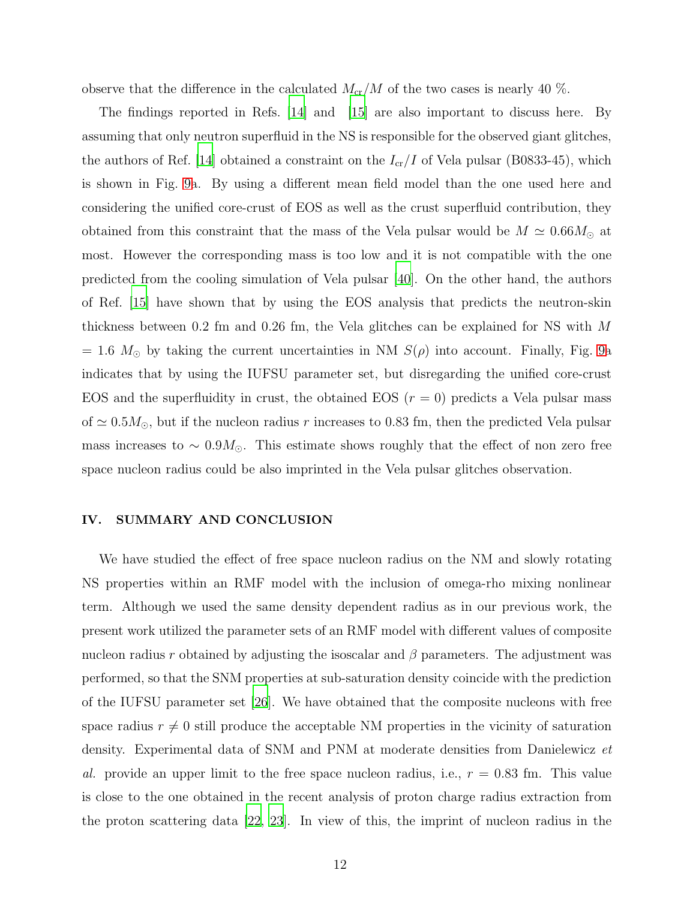observe that the difference in the calculated $M_{\rm cr}/M$ of the two cases is nearly 40 %.

The findings reported in Refs. [14] and [15] are also important to discuss here. By assuming that only neutron superfluid in the NS is responsible for the observed giant glitches, the authors of Ref. [14] obtained a constraint on the $I_{\rm cr}/I$ of Vela pulsar (B0833-45), which is shown in Fig. 9a. By using a different mean field model than the one used here and considering the unified core-crust of EOS as well as the crust superfluid contribution, they obtained from this constraint that the mass of the Vela pulsar would be $M \simeq 0.66 M_{\odot}$ at most. However the corresponding mass is too low and it is not compatible with the one predicted from the cooling simulation of Vela pulsar [40]. On the other hand, the authors of Ref. [15] have shown that by using the EOS analysis that predicts the neutron-skin thickness between 0.2 fm and 0.26 fm, the Vela glitches can be explained for NS with $M = 1.6\ M_{\odot}$ by taking the current uncertainties in NM $S(\rho)$ into account. Finally, Fig. 9a indicates that by using the IUFSU parameter set, but disregarding the unified core-crust EOS and the superfluidity in crust, the obtained EOS ($r = 0$) predicts a Vela pulsar mass of $\simeq 0.5 M_{\odot}$, but if the nucleon radius $r$ increases to 0.83 fm, then the predicted Vela pulsar mass increases to $\sim 0.9 M_{\odot}$. This estimate shows roughly that the effect of non zero free space nucleon radius could be also imprinted in the Vela pulsar glitches observation.

## IV. SUMMARY AND CONCLUSION

We have studied the effect of free space nucleon radius on the NM and slowly rotating NS properties within an RMF model with the inclusion of omega-rho mixing nonlinear term. Although we used the same density dependent radius as in our previous work, the present work utilized the parameter sets of an RMF model with different values of composite nucleon radius $r$ obtained by adjusting the isoscalar and $\beta$ parameters. The adjustment was performed, so that the SNM properties at sub-saturation density coincide with the prediction of the IUFSU parameter set [26]. We have obtained that the composite nucleons with free space radius $r \neq 0$ still produce the acceptable NM properties in the vicinity of saturation density. Experimental data of SNM and PNM at moderate densities from Danielewicz *et al.* provide an upper limit to the free space nucleon radius, i.e., $r = 0.83$ fm. This value is close to the one obtained in the recent analysis of proton charge radius extraction from the proton scattering data [22, 23]. In view of this, the imprint of nucleon radius in the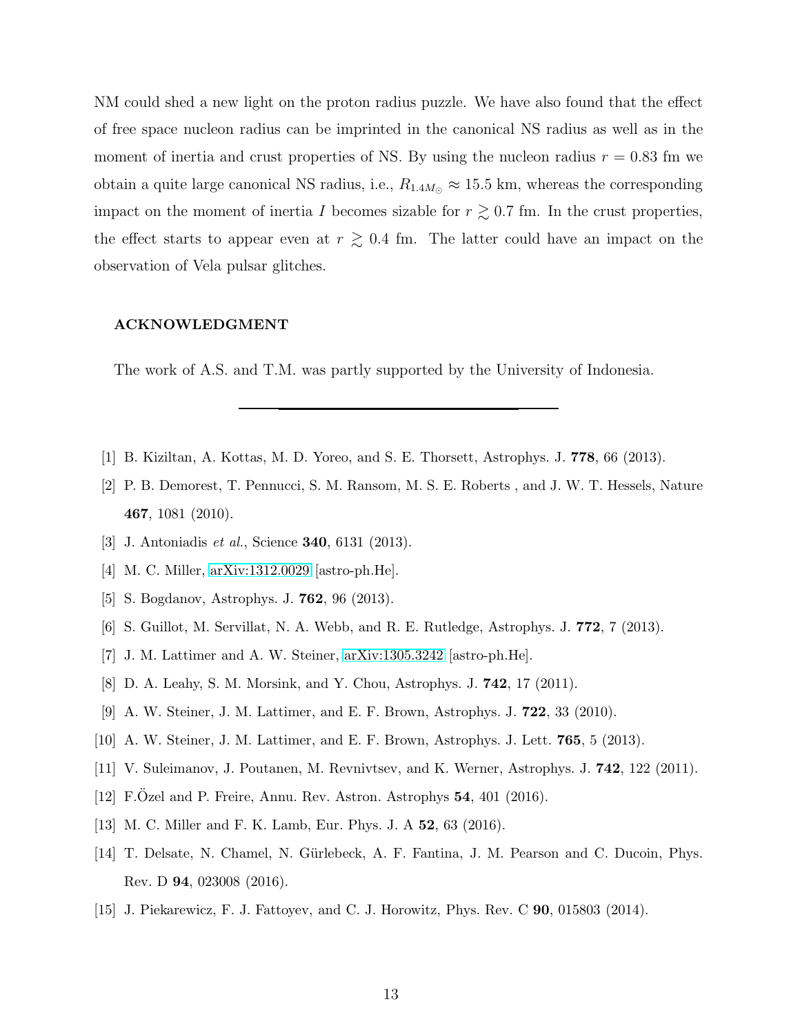NM could shed a new light on the proton radius puzzle. We have also found that the effect of free space nucleon radius can be imprinted in the canonical NS radius as well as in the moment of inertia and crust properties of NS. By using the nucleon radius $r = 0.83$ fm we obtain a quite large canonical NS radius, i.e., $R_{1.4M_\odot} \approx 15.5$ km, whereas the corresponding impact on the moment of inertia $I$ becomes sizable for $r \gtrsim 0.7$ fm. In the crust properties, the effect starts to appear even at $r \gtrsim 0.4$ fm. The latter could have an impact on the observation of Vela pulsar glitches.

### ACKNOWLEDGMENT

The work of A.S. and T.M. was partly supported by the University of Indonesia.

---

[1] B. Kiziltan, A. Kottas, M. D. Yoreo, and S. E. Thorsett, Astrophys. J. **778**, 66 (2013).

[2] P. B. Demorest, T. Pennucci, S. M. Ransom, M. S. E. Roberts , and J. W. T. Hessels, Nature **467**, 1081 (2010).

[3] J. Antoniadis *et al.*, Science **340**, 6131 (2013).

[4] M. C. Miller, arXiv:1312.0029 [astro-ph.He].

[5] S. Bogdanov, Astrophys. J. **762**, 96 (2013).

[6] S. Guillot, M. Servillat, N. A. Webb, and R. E. Rutledge, Astrophys. J. **772**, 7 (2013).

[7] J. M. Lattimer and A. W. Steiner, arXiv:1305.3242 [astro-ph.He].

[8] D. A. Leahy, S. M. Morsink, and Y. Chou, Astrophys. J. **742**, 17 (2011).

[9] A. W. Steiner, J. M. Lattimer, and E. F. Brown, Astrophys. J. **722**, 33 (2010).

[10] A. W. Steiner, J. M. Lattimer, and E. F. Brown, Astrophys. J. Lett. **765**, 5 (2013).

[11] V. Suleimanov, J. Poutanen, M. Revnivtsev, and K. Werner, Astrophys. J. **742**, 122 (2011).

[12] F.Özel and P. Freire, Annu. Rev. Astron. Astrophys **54**, 401 (2016).

[13] M. C. Miller and F. K. Lamb, Eur. Phys. J. A **52**, 63 (2016).

[14] T. Delsate, N. Chamel, N. Gürlebeck, A. F. Fantina, J. M. Pearson and C. Ducoin, Phys. Rev. D **94**, 023008 (2016).

[15] J. Piekarewicz, F. J. Fattoyev, and C. J. Horowitz, Phys. Rev. C **90**, 015803 (2014).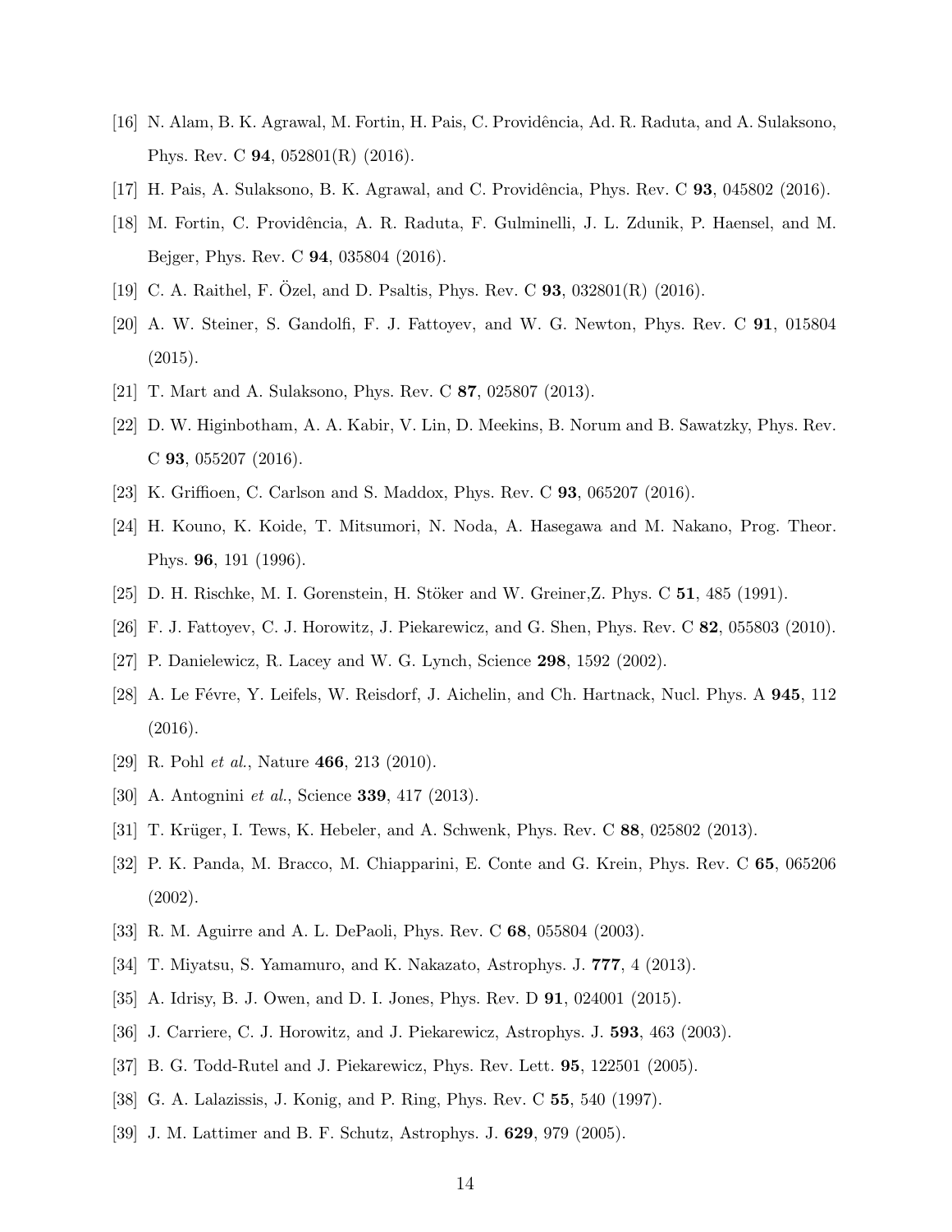[16] N. Alam, B. K. Agrawal, M. Fortin, H. Pais, C. Providência, Ad. R. Raduta, and A. Sulaksono, Phys. Rev. C **94**, 052801(R) (2016).

[17] H. Pais, A. Sulaksono, B. K. Agrawal, and C. Providência, Phys. Rev. C **93**, 045802 (2016).

[18] M. Fortin, C. Providência, A. R. Raduta, F. Gulminelli, J. L. Zdunik, P. Haensel, and M. Bejger, Phys. Rev. C **94**, 035804 (2016).

[19] C. A. Raithel, F. Özel, and D. Psaltis, Phys. Rev. C **93**, 032801(R) (2016).

[20] A. W. Steiner, S. Gandolfi, F. J. Fattoyev, and W. G. Newton, Phys. Rev. C **91**, 015804 (2015).

[21] T. Mart and A. Sulaksono, Phys. Rev. C **87**, 025807 (2013).

[22] D. W. Higinbotham, A. A. Kabir, V. Lin, D. Meekins, B. Norum and B. Sawatzky, Phys. Rev. C **93**, 055207 (2016).

[23] K. Griffioen, C. Carlson and S. Maddox, Phys. Rev. C **93**, 065207 (2016).

[24] H. Kouno, K. Koide, T. Mitsumori, N. Noda, A. Hasegawa and M. Nakano, Prog. Theor. Phys. **96**, 191 (1996).

[25] D. H. Rischke, M. I. Gorenstein, H. Stöker and W. Greiner,Z. Phys. C **51**, 485 (1991).

[26] F. J. Fattoyev, C. J. Horowitz, J. Piekarewicz, and G. Shen, Phys. Rev. C **82**, 055803 (2010).

[27] P. Danielewicz, R. Lacey and W. G. Lynch, Science **298**, 1592 (2002).

[28] A. Le Févre, Y. Leifels, W. Reisdorf, J. Aichelin, and Ch. Hartnack, Nucl. Phys. A **945**, 112 (2016).

[29] R. Pohl *et al.*, Nature **466**, 213 (2010).

[30] A. Antognini *et al.*, Science **339**, 417 (2013).

[31] T. Krüger, I. Tews, K. Hebeler, and A. Schwenk, Phys. Rev. C **88**, 025802 (2013).

[32] P. K. Panda, M. Bracco, M. Chiapparini, E. Conte and G. Krein, Phys. Rev. C **65**, 065206 (2002).

[33] R. M. Aguirre and A. L. DePaoli, Phys. Rev. C **68**, 055804 (2003).

[34] T. Miyatsu, S. Yamamuro, and K. Nakazato, Astrophys. J. **777**, 4 (2013).

[35] A. Idrisy, B. J. Owen, and D. I. Jones, Phys. Rev. D **91**, 024001 (2015).

[36] J. Carriere, C. J. Horowitz, and J. Piekarewicz, Astrophys. J. **593**, 463 (2003).

[37] B. G. Todd-Rutel and J. Piekarewicz, Phys. Rev. Lett. **95**, 122501 (2005).

[38] G. A. Lalazissis, J. Konig, and P. Ring, Phys. Rev. C **55**, 540 (1997).

[39] J. M. Lattimer and B. F. Schutz, Astrophys. J. **629**, 979 (2005).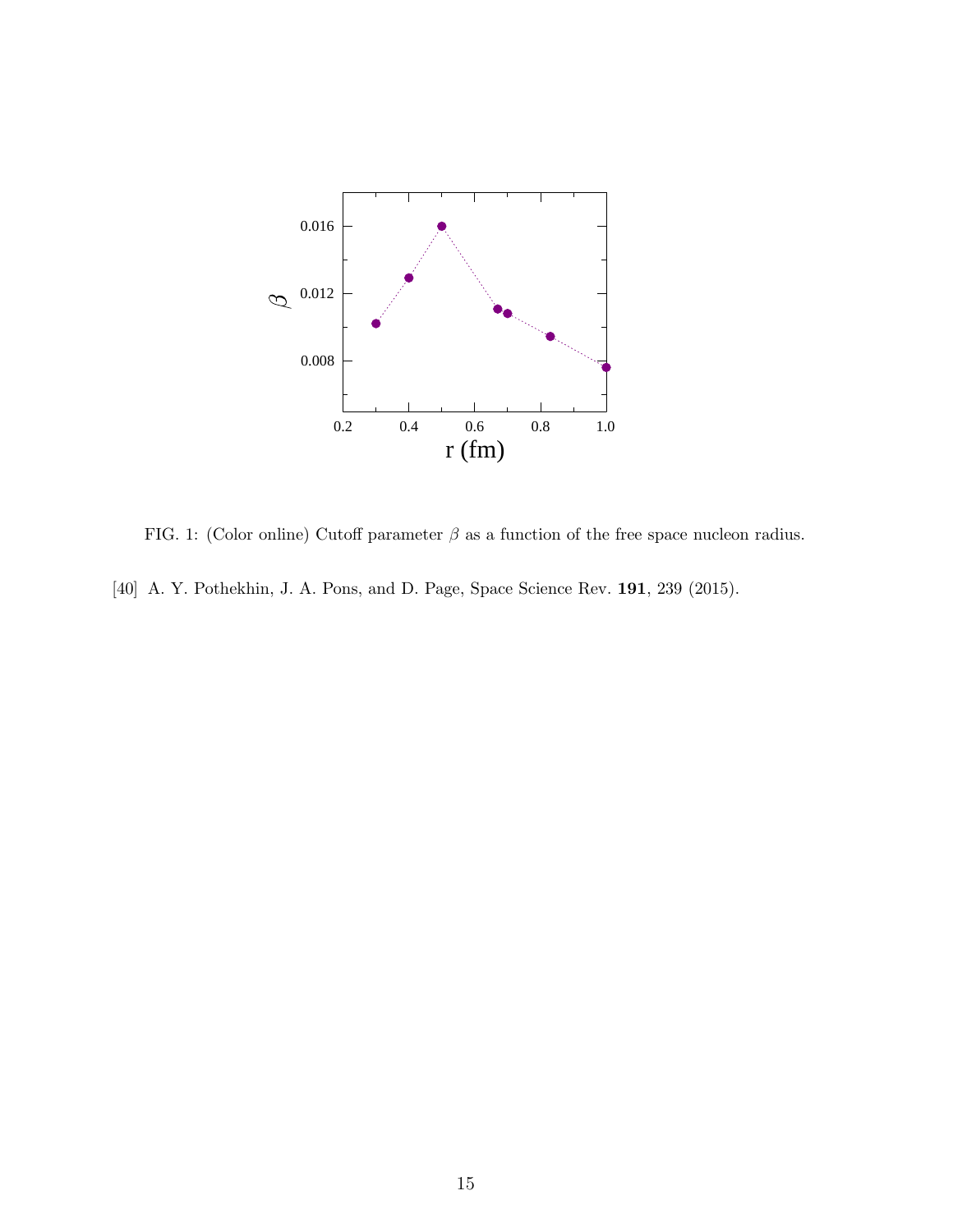FIG. 1: (Color online) Cutoff parameter $\beta$ as a function of the free space nucleon radius.

[40] A. Y. Pothekhin, J. A. Pons, and D. Page, Space Science Rev. **191**, 239 (2015).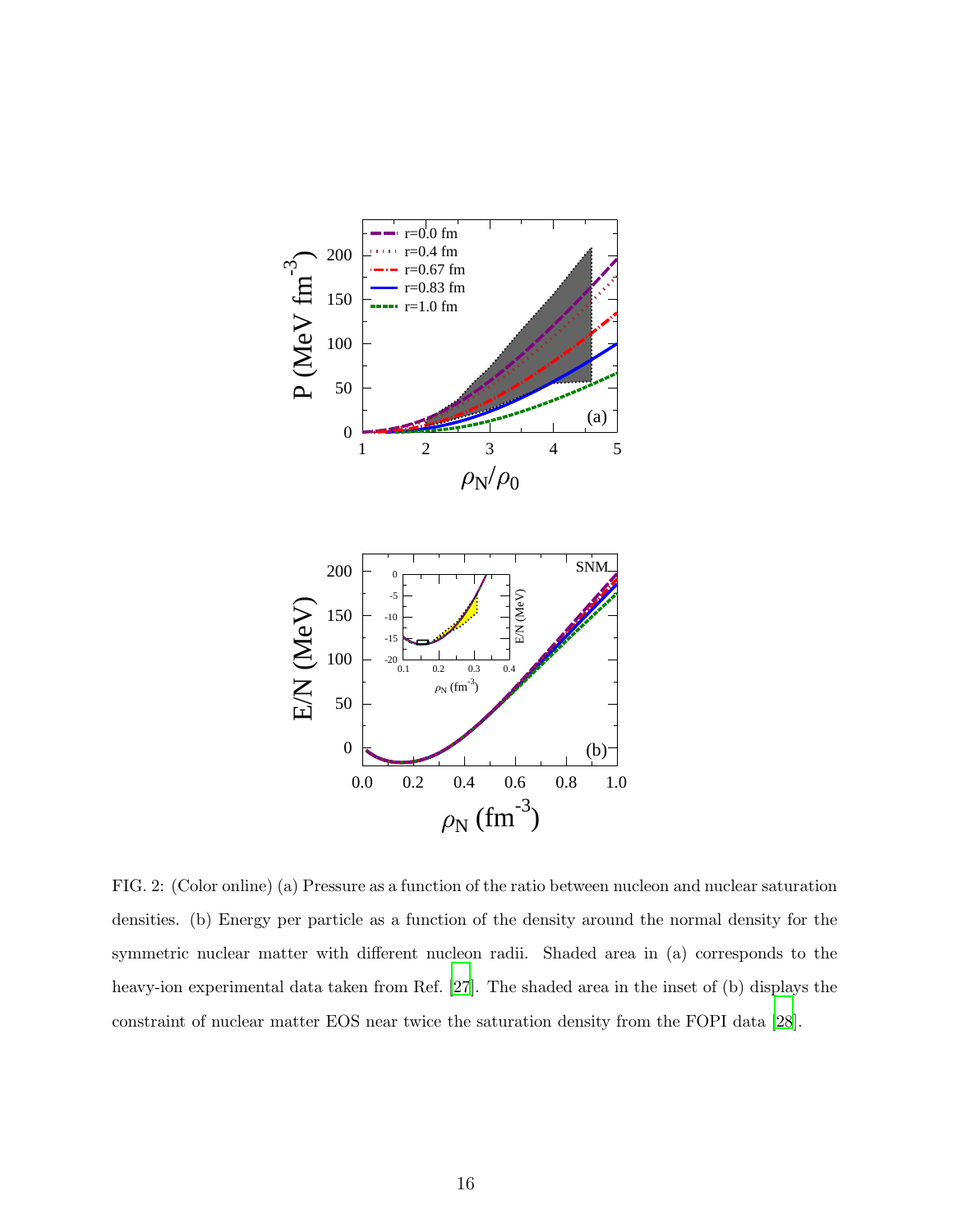FIG. 2: (Color online) (a) Pressure as a function of the ratio between nucleon and nuclear saturation densities. (b) Energy per particle as a function of the density around the normal density for the symmetric nuclear matter with different nucleon radii. Shaded area in (a) corresponds to the heavy-ion experimental data taken from Ref. [27]. The shaded area in the inset of (b) displays the constraint of nuclear matter EOS near twice the saturation density from the FOPI data [28].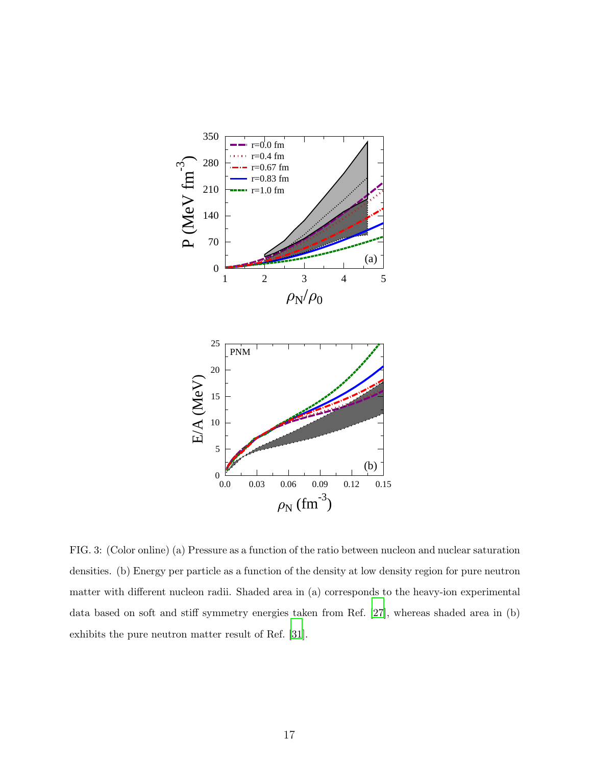FIG. 3: (Color online) (a) Pressure as a function of the ratio between nucleon and nuclear saturation densities. (b) Energy per particle as a function of the density at low density region for pure neutron matter with different nucleon radii. Shaded area in (a) corresponds to the heavy-ion experimental data based on soft and stiff symmetry energies taken from Ref. [27], whereas shaded area in (b) exhibits the pure neutron matter result of Ref. [31].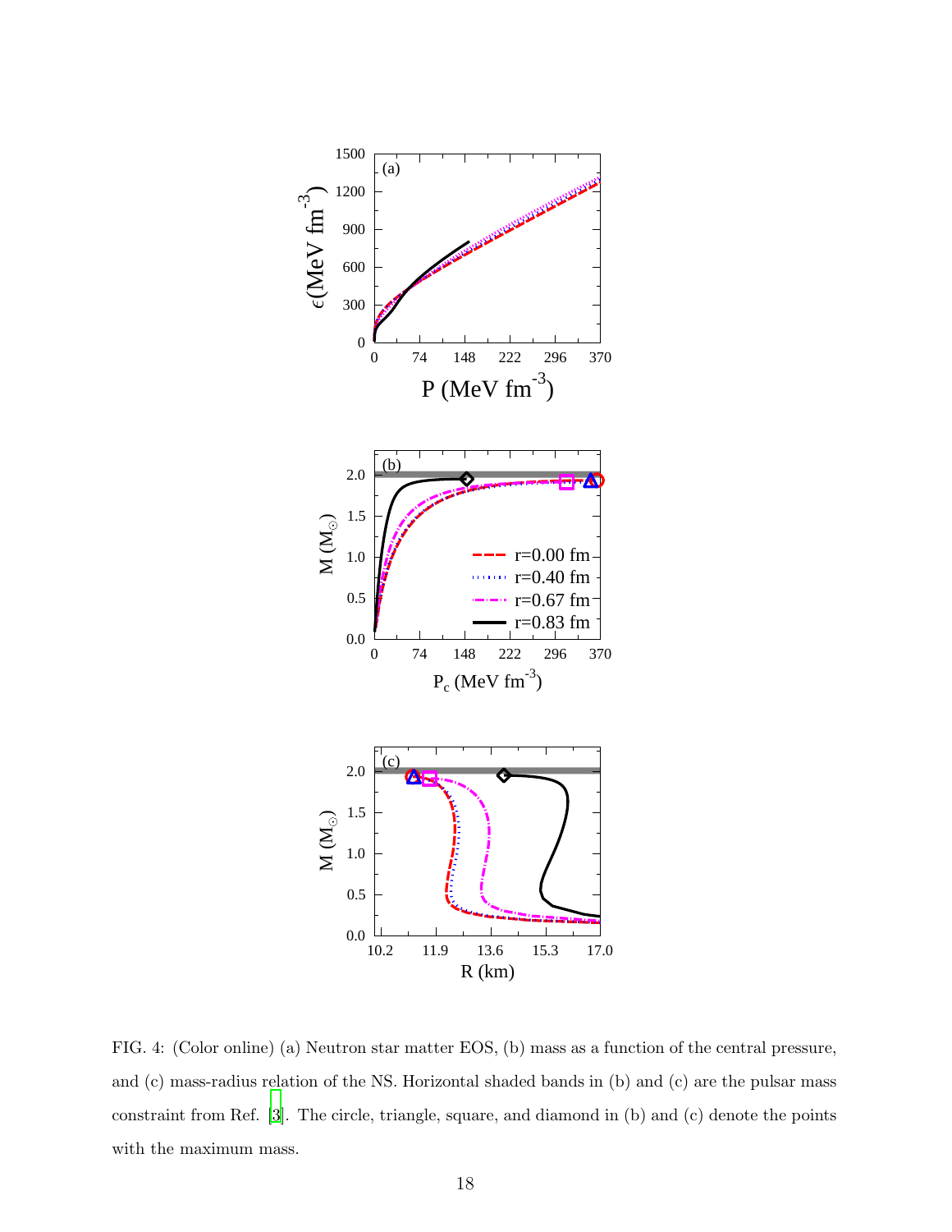FIG. 4: (Color online) (a) Neutron star matter EOS, (b) mass as a function of the central pressure, and (c) mass-radius relation of the NS. Horizontal shaded bands in (b) and (c) are the pulsar mass constraint from Ref. [3]. The circle, triangle, square, and diamond in (b) and (c) denote the points with the maximum mass.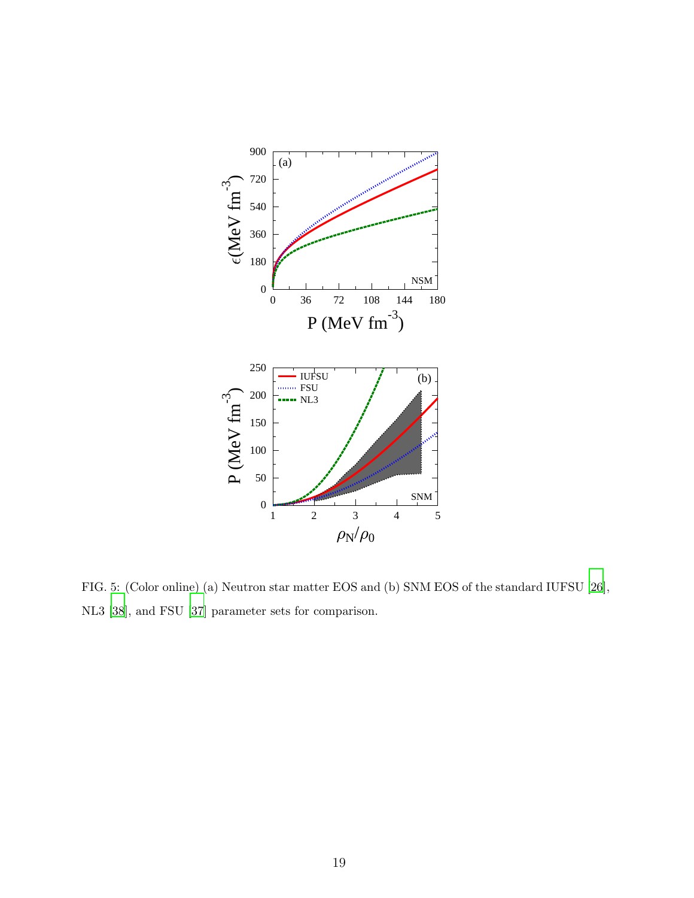FIG. 5: (Color online) (a) Neutron star matter EOS and (b) SNM EOS of the standard IUFSU [26], NL3 [38], and FSU [37] parameter sets for comparison.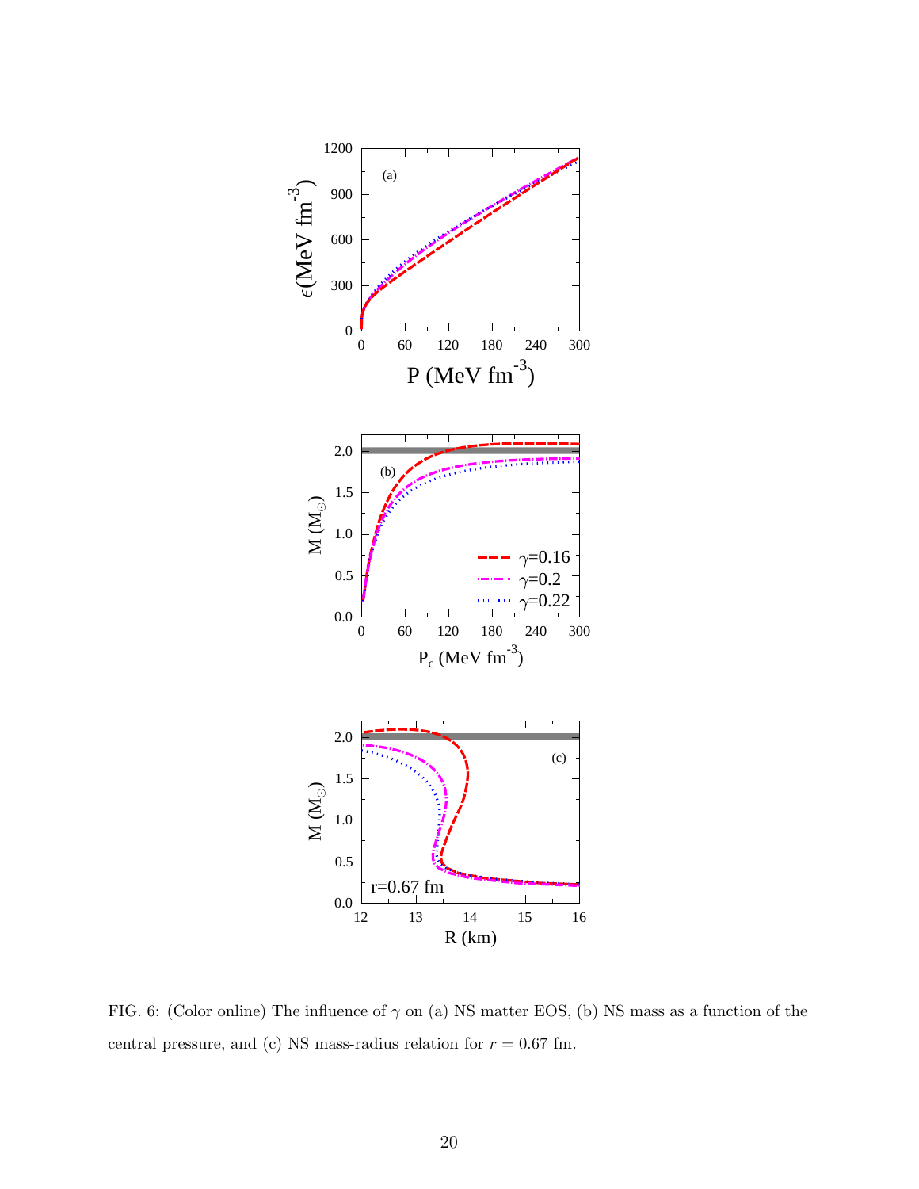FIG. 6: (Color online) The influence of $\gamma$ on (a) NS matter EOS, (b) NS mass as a function of the central pressure, and (c) NS mass-radius relation for $r = 0.67$ fm.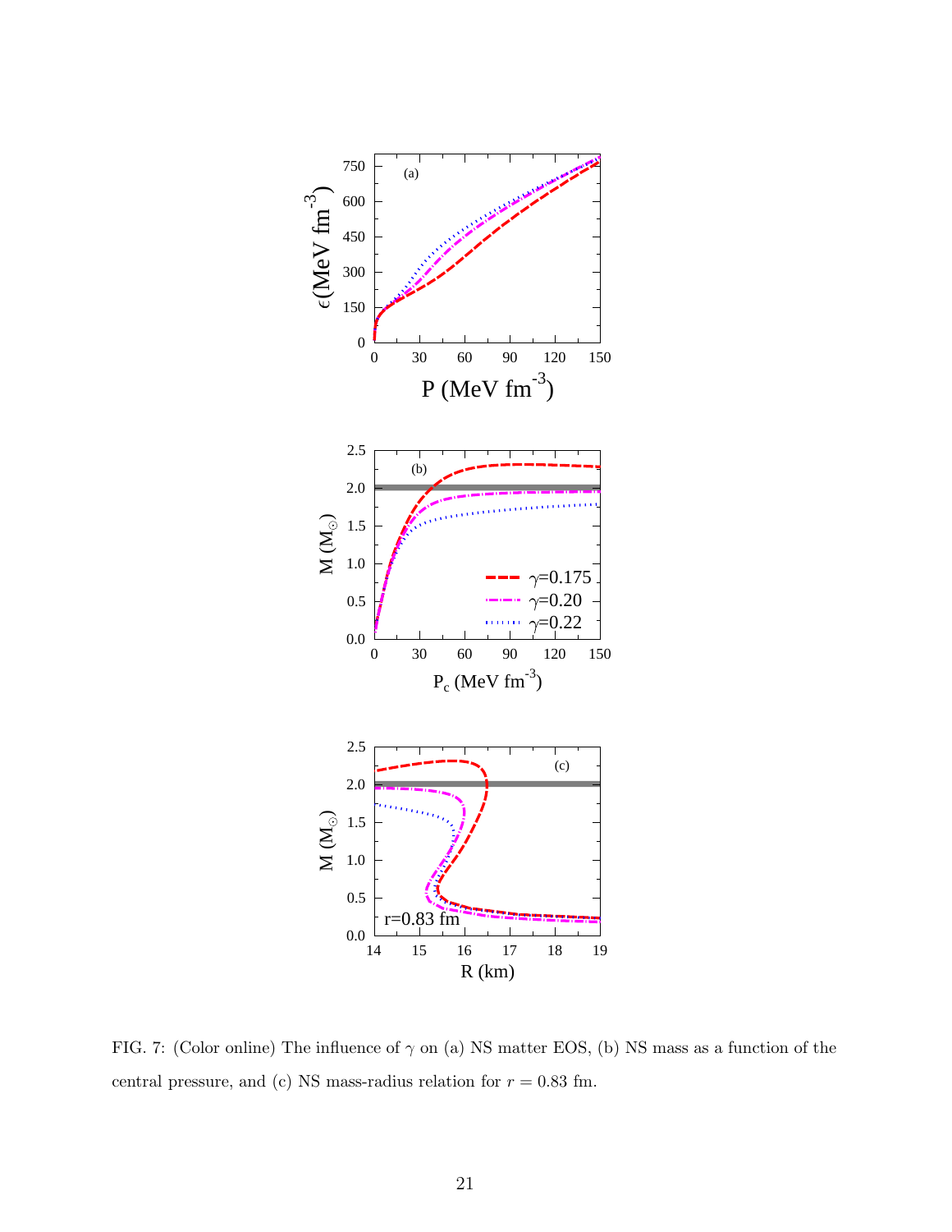FIG. 7: (Color online) The influence of $\gamma$ on (a) NS matter EOS, (b) NS mass as a function of the central pressure, and (c) NS mass-radius relation for $r = 0.83$ fm.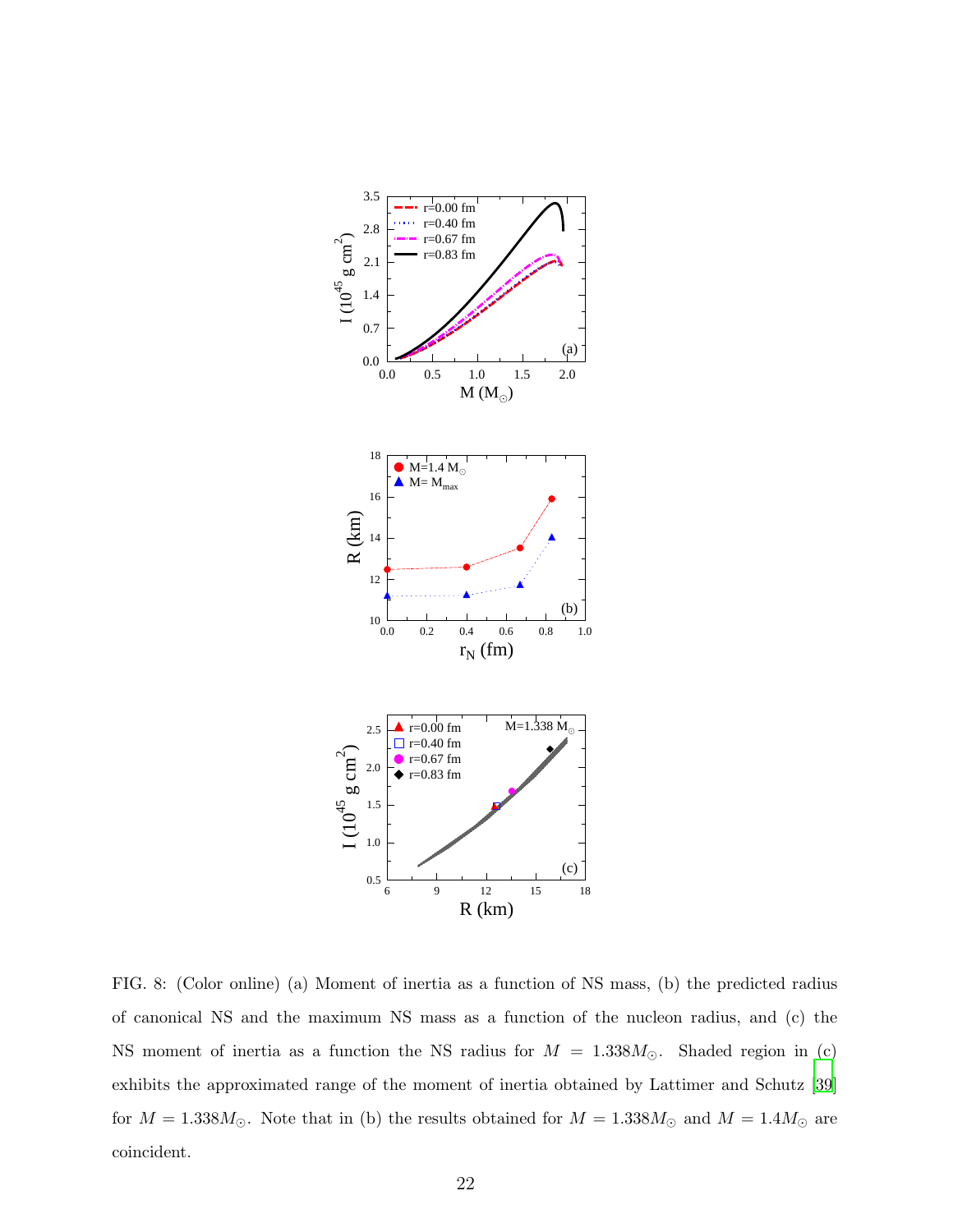FIG. 8: (Color online) (a) Moment of inertia as a function of NS mass, (b) the predicted radius of canonical NS and the maximum NS mass as a function of the nucleon radius, and (c) the NS moment of inertia as a function the NS radius for $M = 1.338M_{\odot}$. Shaded region in (c) exhibits the approximated range of the moment of inertia obtained by Lattimer and Schutz [39] for $M = 1.338M_{\odot}$. Note that in (b) the results obtained for $M = 1.338M_{\odot}$ and $M = 1.4M_{\odot}$ are coincident.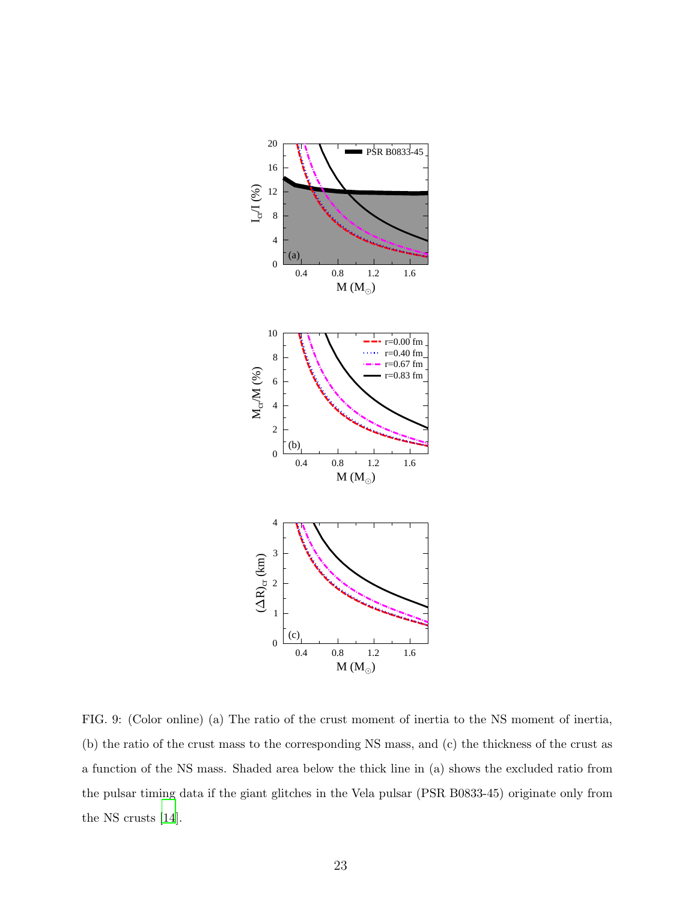20

16

12

8

4

0

PSR B0833-45

$I_{cr}/I$ (%)

(a)

0.4 0.8 1.2 1.6

M ($M_\odot$)

10

8

6

4

2

0

r=0.00 fm

r=0.40 fm

r=0.67 fm

r=0.83 fm

$M_{cr}/M$ (%)

(b)

0.4 0.8 1.2 1.6

M ($M_\odot$)

4

3

2

1

0

$(\Delta R)_{cr}$ (km)

(c)

0.4 0.8 1.2 1.6

M ($M_\odot$)

FIG. 9: (Color online) (a) The ratio of the crust moment of inertia to the NS moment of inertia, (b) the ratio of the crust mass to the corresponding NS mass, and (c) the thickness of the crust as a function of the NS mass. Shaded area below the thick line in (a) shows the excluded ratio from the pulsar timing data if the giant glitches in the Vela pulsar (PSR B0833-45) originate only from the NS crusts [14].